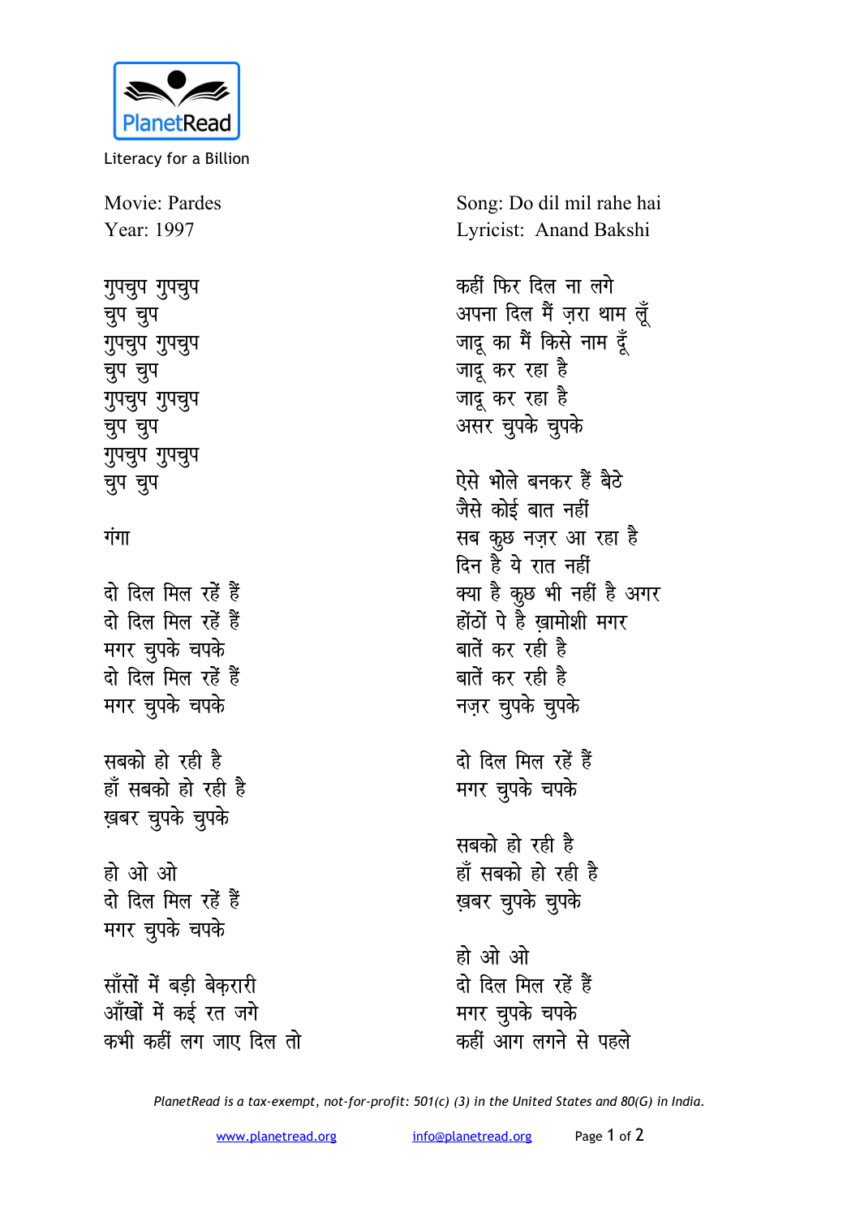PlanetRead

Literacy for a Billion

Movie: Pardes
Year: 1997

Song: Do dil mil rahe hai
Lyricist: Anand Bakshi

गुपचुप गुपचुप
चुप चुप
गुपचुप गुपचुप
चुप चुप
गुपचुप गुपचुप
चुप चुप
गुपचुप गुपचुप
चुप चुप

गंगा

दो दिल मिल रहें हैं
दो दिल मिल रहें हैं
मगर चुपके चपके
दो दिल मिल रहें हैं
मगर चुपके चपके

सबको हो रही है
हाँ सबको हो रही है
ख़बर चुपके चुपके

हो ओ ओ
दो दिल मिल रहें हैं
मगर चुपके चपके

साँसों में बड़ी बेक़रारी
आँखों में कई रत जगे
कभी कहीं लग जाए दिल तो
कहीं फिर दिल ना लगे
अपना दिल मैं ज़रा थाम लूँ
जादू का मैं किसे नाम दूँ
जादू कर रहा है
जादू कर रहा है
असर चुपके चुपके

ऐसे भोले बनकर हैं बैठे
जैसे कोई बात नहीं
सब कुछ नज़र आ रहा है
दिन है ये रात नहीं
क्या है कुछ भी नहीं है अगर
होंठों पे है ख़ामोशी मगर
बातें कर रही है
बातें कर रही है
नज़र चुपके चुपके

दो दिल मिल रहें हैं
मगर चुपके चपके

सबको हो रही है
हाँ सबको हो रही है
ख़बर चुपके चुपके

हो ओ ओ
दो दिल मिल रहें हैं
मगर चुपके चपके
कहीं आग लगने से पहले

*PlanetRead is a tax-exempt, not-for-profit: 501(c) (3) in the United States and 80(G) in India.*

www.planetread.org info@planetread.org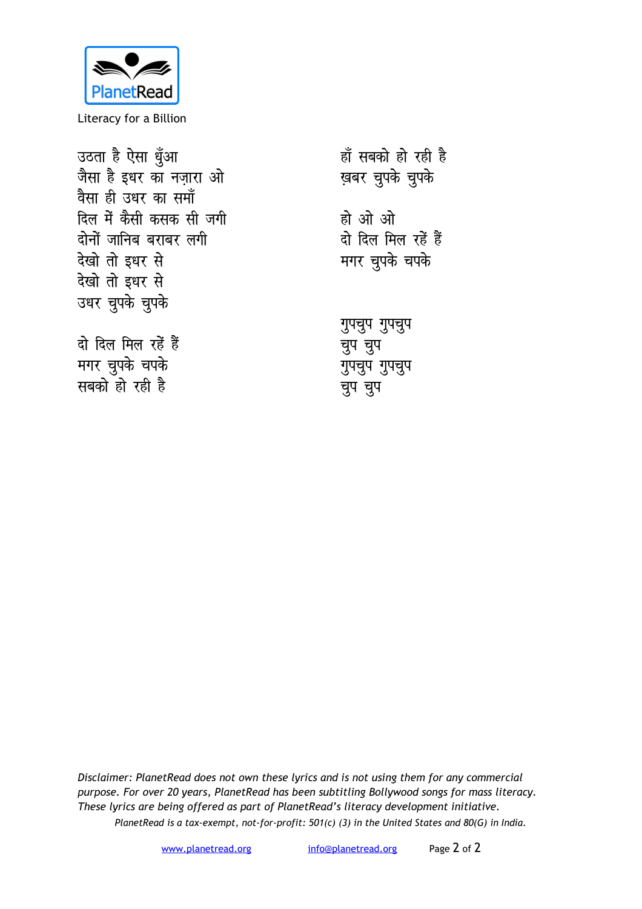Literacy for a Billion

उठता है ऐसा धुँआ
जैसा है इधर का नज़ारा ओ
वैसा ही उधर का समाँ
दिल में कैसी कसक सी जगी
दोनों जानिब बराबर लगी
देखो तो इधर से
देखो तो इधर से
उधर चुपके चुपके

दो दिल मिल रहें हैं
मगर चुपके चपके
सबको हो रही है

हाँ सबको हो रही है
ख़बर चुपके चुपके

हो ओ ओ
दो दिल मिल रहें हैं
मगर चुपके चपके

गुपचुप गुपचुप
चुप चुप
गुपचुप गुपचुप
चुप चुप

*Disclaimer: PlanetRead does not own these lyrics and is not using them for any commercial purpose. For over 20 years, PlanetRead has been subtitling Bollywood songs for mass literacy. These lyrics are being offered as part of PlanetRead's literacy development initiative.*

*PlanetRead is a tax-exempt, not-for-profit: 501(c) (3) in the United States and 80(G) in India.*

www.planetread.org info@planetread.org